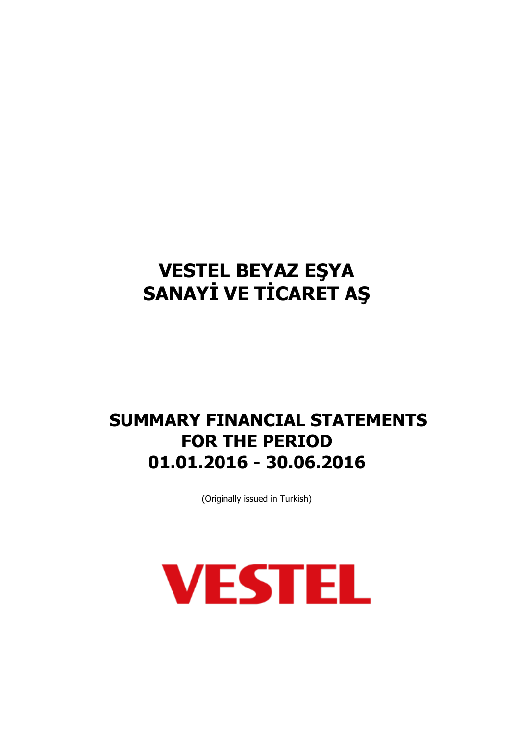# VESTEL BEYAZ EŞYA SANAYİ VE TİCARET AŞ

# SUMMARY FINANCIAL STATEMENTS FOR THE PERIOD 01.01.2016 - 30.06.2016

(Originally issued in Turkish)

VESTEL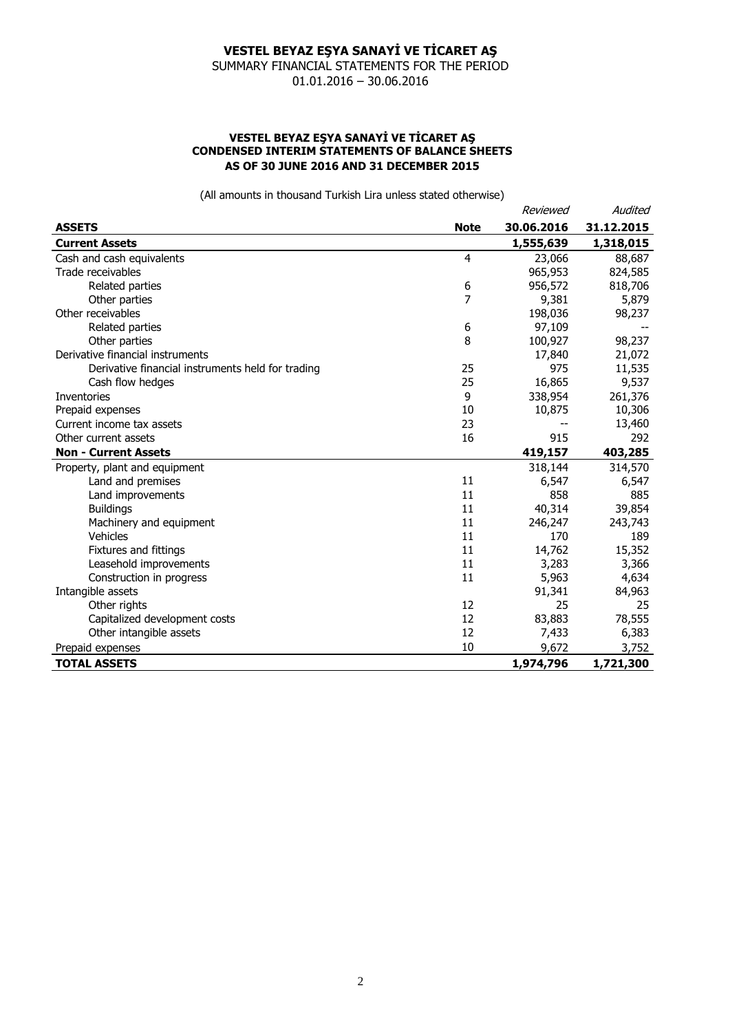# VESTEL BEYAZ EŞYA SANAYİ VE TİCARET AŞ

SUMMARY FINANCIAL STATEMENTS FOR THE PERIOD

01.01.2016 – 30.06.2016

## VESTEL BEYAZ EŞYA SANAYİ VE TİCARET AŞ
## CONDENSED INTERIM STATEMENTS OF BALANCE SHEETS
## AS OF 30 JUNE 2016 AND 31 DECEMBER 2015

(All amounts in thousand Turkish Lira unless stated otherwise)

| | | *Reviewed* | *Audited* |
|---|---|---|---|
| **ASSETS** | **Note** | **30.06.2016** | **31.12.2015** |
| **Current Assets** | | **1,555,639** | **1,318,015** |
| Cash and cash equivalents | 4 | 23,066 | 88,687 |
| Trade receivables | | 965,953 | 824,585 |
| Related parties | 6 | 956,572 | 818,706 |
| Other parties | 7 | 9,381 | 5,879 |
| Other receivables | | 198,036 | 98,237 |
| Related parties | 6 | 97,109 | -- |
| Other parties | 8 | 100,927 | 98,237 |
| Derivative financial instruments | | 17,840 | 21,072 |
| Derivative financial instruments held for trading | 25 | 975 | 11,535 |
| Cash flow hedges | 25 | 16,865 | 9,537 |
| Inventories | 9 | 338,954 | 261,376 |
| Prepaid expenses | 10 | 10,875 | 10,306 |
| Current income tax assets | 23 | -- | 13,460 |
| Other current assets | 16 | 915 | 292 |
| **Non - Current Assets** | | **419,157** | **403,285** |
| Property, plant and equipment | | 318,144 | 314,570 |
| Land and premises | 11 | 6,547 | 6,547 |
| Land improvements | 11 | 858 | 885 |
| Buildings | 11 | 40,314 | 39,854 |
| Machinery and equipment | 11 | 246,247 | 243,743 |
| Vehicles | 11 | 170 | 189 |
| Fixtures and fittings | 11 | 14,762 | 15,352 |
| Leasehold improvements | 11 | 3,283 | 3,366 |
| Construction in progress | 11 | 5,963 | 4,634 |
| Intangible assets | | 91,341 | 84,963 |
| Other rights | 12 | 25 | 25 |
| Capitalized development costs | 12 | 83,883 | 78,555 |
| Other intangible assets | 12 | 7,433 | 6,383 |
| Prepaid expenses | 10 | 9,672 | 3,752 |
| **TOTAL ASSETS** | | **1,974,796** | **1,721,300** |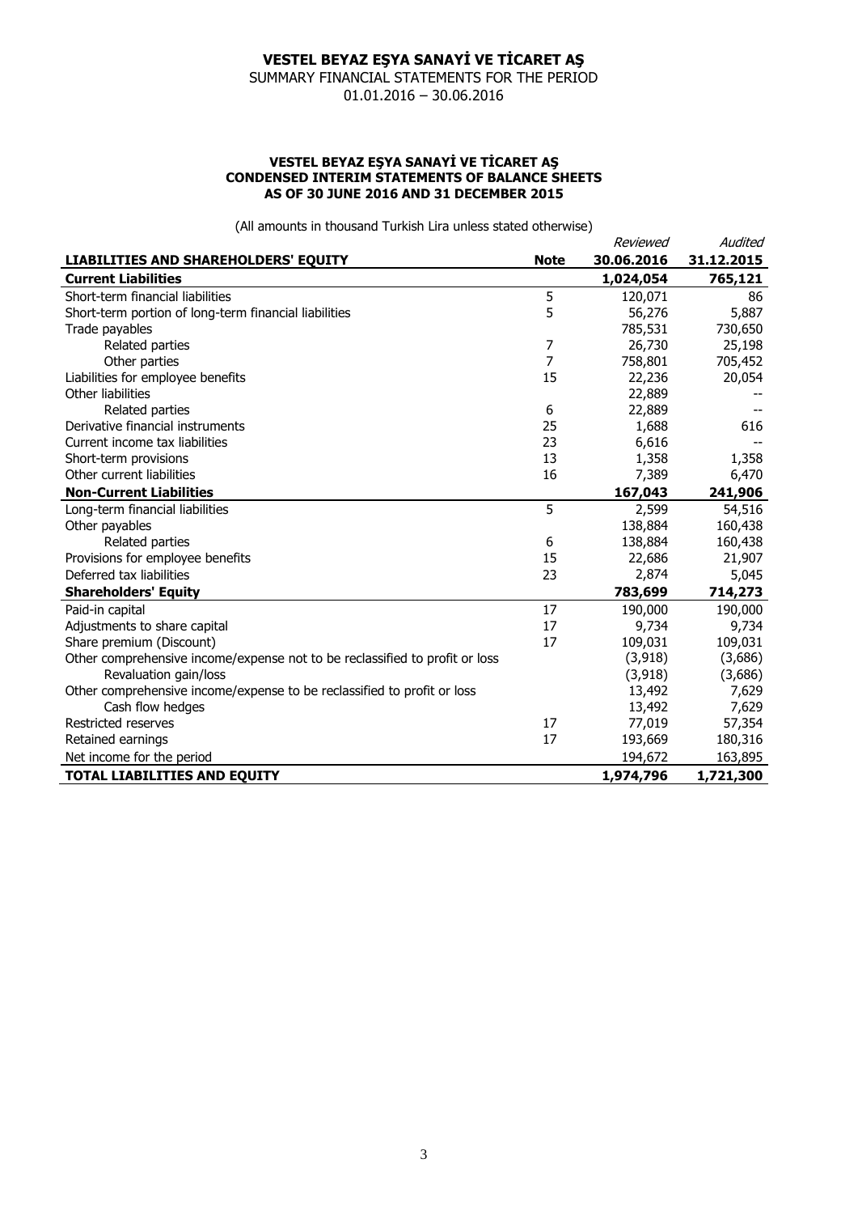# VESTEL BEYAZ EŞYA SANAYİ VE TİCARET AŞ

SUMMARY FINANCIAL STATEMENTS FOR THE PERIOD

01.01.2016 – 30.06.2016

## VESTEL BEYAZ EŞYA SANAYİ VE TİCARET AŞ CONDENSED INTERIM STATEMENTS OF BALANCE SHEETS AS OF 30 JUNE 2016 AND 31 DECEMBER 2015

(All amounts in thousand Turkish Lira unless stated otherwise)

| | | *Reviewed* | *Audited* |
|---|---|---|---|
| **LIABILITIES AND SHAREHOLDERS' EQUITY** | **Note** | **30.06.2016** | **31.12.2015** |
| **Current Liabilities** | | **1,024,054** | **765,121** |
| Short-term financial liabilities | 5 | 120,071 | 86 |
| Short-term portion of long-term financial liabilities | 5 | 56,276 | 5,887 |
| Trade payables | | 785,531 | 730,650 |
| Related parties | 7 | 26,730 | 25,198 |
| Other parties | 7 | 758,801 | 705,452 |
| Liabilities for employee benefits | 15 | 22,236 | 20,054 |
| Other liabilities | | 22,889 | -- |
| Related parties | 6 | 22,889 | -- |
| Derivative financial instruments | 25 | 1,688 | 616 |
| Current income tax liabilities | 23 | 6,616 | -- |
| Short-term provisions | 13 | 1,358 | 1,358 |
| Other current liabilities | 16 | 7,389 | 6,470 |
| **Non-Current Liabilities** | | **167,043** | **241,906** |
| Long-term financial liabilities | 5 | 2,599 | 54,516 |
| Other payables | | 138,884 | 160,438 |
| Related parties | 6 | 138,884 | 160,438 |
| Provisions for employee benefits | 15 | 22,686 | 21,907 |
| Deferred tax liabilities | 23 | 2,874 | 5,045 |
| **Shareholders' Equity** | | **783,699** | **714,273** |
| Paid-in capital | 17 | 190,000 | 190,000 |
| Adjustments to share capital | 17 | 9,734 | 9,734 |
| Share premium (Discount) | 17 | 109,031 | 109,031 |
| Other comprehensive income/expense not to be reclassified to profit or loss | | (3,918) | (3,686) |
| Revaluation gain/loss | | (3,918) | (3,686) |
| Other comprehensive income/expense to be reclassified to profit or loss | | 13,492 | 7,629 |
| Cash flow hedges | | 13,492 | 7,629 |
| Restricted reserves | 17 | 77,019 | 57,354 |
| Retained earnings | 17 | 193,669 | 180,316 |
| Net income for the period | | 194,672 | 163,895 |
| **TOTAL LIABILITIES AND EQUITY** | | **1,974,796** | **1,721,300** |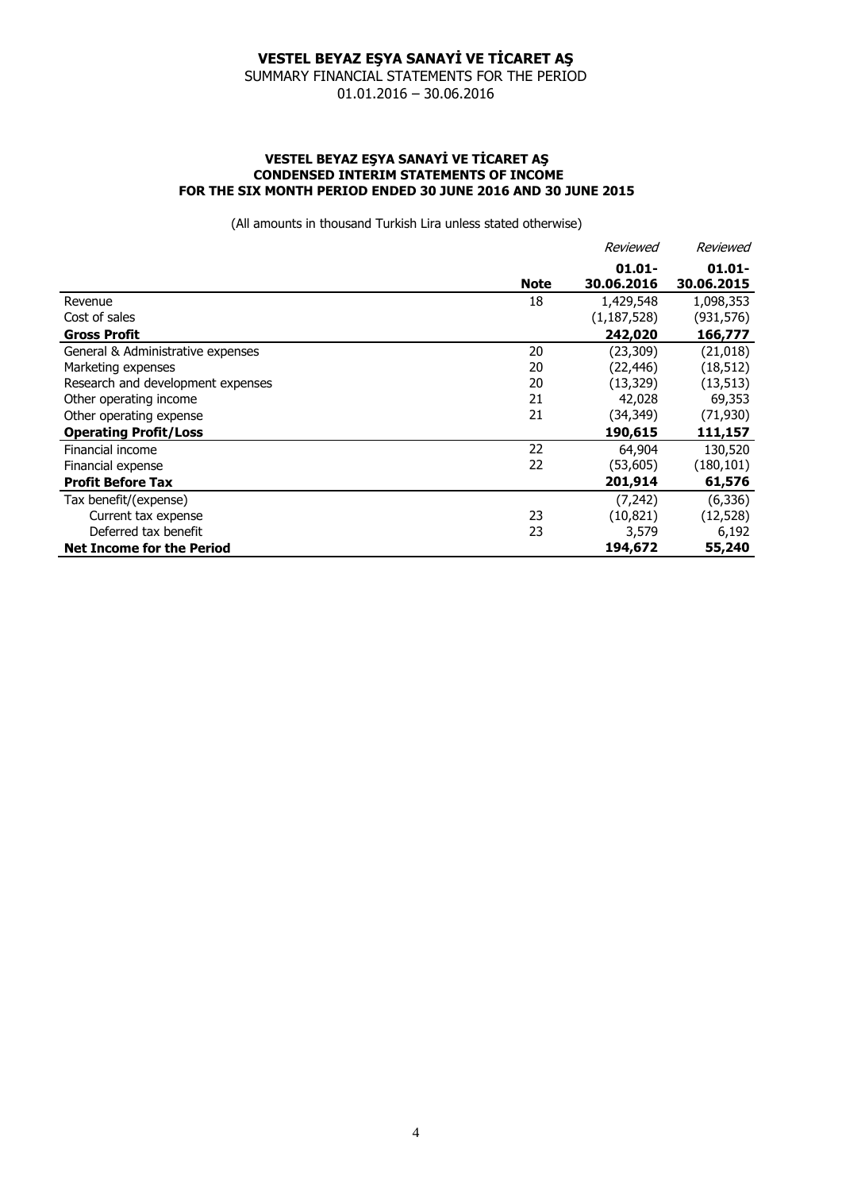# VESTEL BEYAZ EŞYA SANAYİ VE TİCARET AŞ

SUMMARY FINANCIAL STATEMENTS FOR THE PERIOD
01.01.2016 – 30.06.2016

## VESTEL BEYAZ EŞYA SANAYİ VE TİCARET AŞ
## CONDENSED INTERIM STATEMENTS OF INCOME
## FOR THE SIX MONTH PERIOD ENDED 30 JUNE 2016 AND 30 JUNE 2015

(All amounts in thousand Turkish Lira unless stated otherwise)

| | Note | *Reviewed* **01.01-30.06.2016** | *Reviewed* **01.01-30.06.2015** |
|---|---|---|---|
| Revenue | 18 | 1,429,548 | 1,098,353 |
| Cost of sales | | (1,187,528) | (931,576) |
| **Gross Profit** | | **242,020** | **166,777** |
| General & Administrative expenses | 20 | (23,309) | (21,018) |
| Marketing expenses | 20 | (22,446) | (18,512) |
| Research and development expenses | 20 | (13,329) | (13,513) |
| Other operating income | 21 | 42,028 | 69,353 |
| Other operating expense | 21 | (34,349) | (71,930) |
| **Operating Profit/Loss** | | **190,615** | **111,157** |
| Financial income | 22 | 64,904 | 130,520 |
| Financial expense | 22 | (53,605) | (180,101) |
| **Profit Before Tax** | | **201,914** | **61,576** |
| Tax benefit/(expense) | | (7,242) | (6,336) |
| Current tax expense | 23 | (10,821) | (12,528) |
| Deferred tax benefit | 23 | 3,579 | 6,192 |
| **Net Income for the Period** | | **194,672** | **55,240** |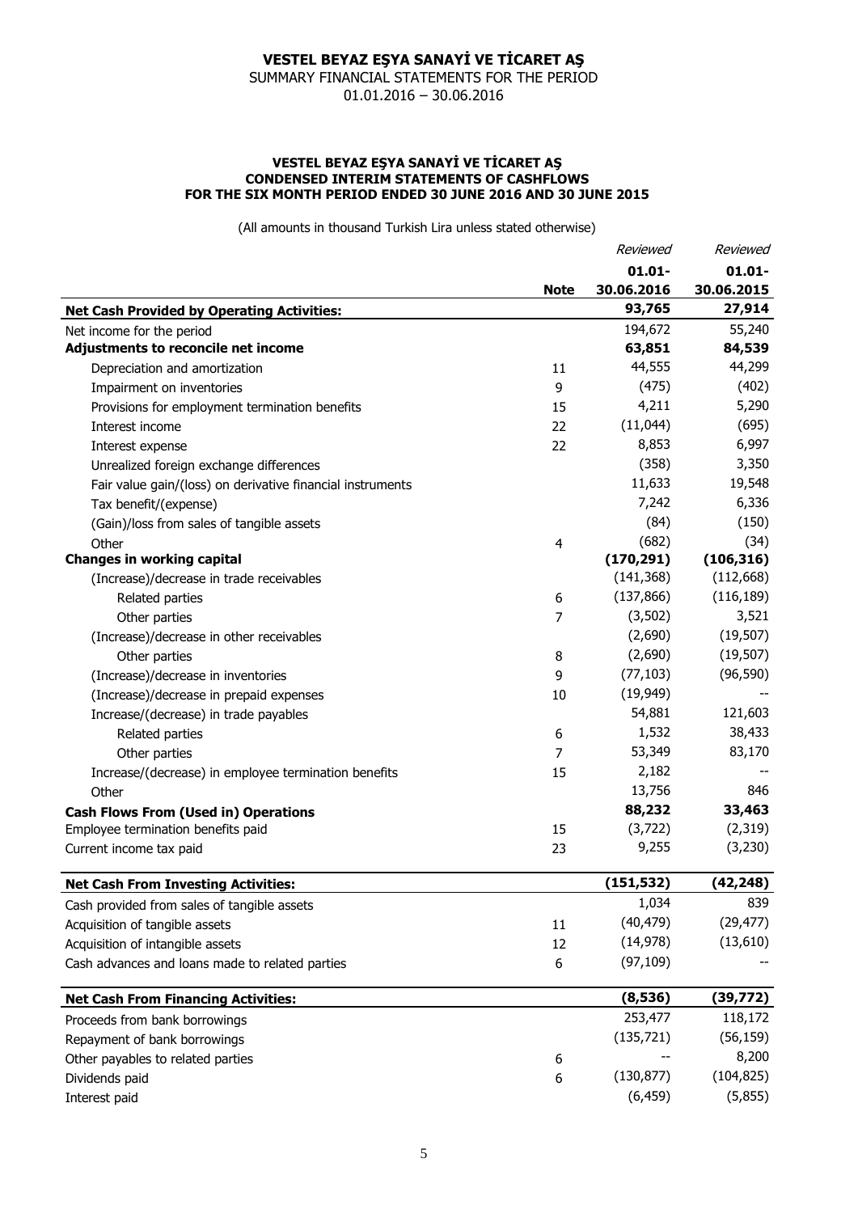# VESTEL BEYAZ EŞYA SANAYİ VE TİCARET AŞ

SUMMARY FINANCIAL STATEMENTS FOR THE PERIOD
01.01.2016 – 30.06.2016

**VESTEL BEYAZ EŞYA SANAYİ VE TİCARET AŞ**
**CONDENSED INTERIM STATEMENTS OF CASHFLOWS**
**FOR THE SIX MONTH PERIOD ENDED 30 JUNE 2016 AND 30 JUNE 2015**

(All amounts in thousand Turkish Lira unless stated otherwise)

| | | *Reviewed* | *Reviewed* |
|---|---|---|---|
| | **Note** | **01.01-30.06.2016** | **01.01-30.06.2015** |
| **Net Cash Provided by Operating Activities:** | | **93,765** | **27,914** |
| Net income for the period | | 194,672 | 55,240 |
| **Adjustments to reconcile net income** | | **63,851** | **84,539** |
| Depreciation and amortization | 11 | 44,555 | 44,299 |
| Impairment on inventories | 9 | (475) | (402) |
| Provisions for employment termination benefits | 15 | 4,211 | 5,290 |
| Interest income | 22 | (11,044) | (695) |
| Interest expense | 22 | 8,853 | 6,997 |
| Unrealized foreign exchange differences | | (358) | 3,350 |
| Fair value gain/(loss) on derivative financial instruments | | 11,633 | 19,548 |
| Tax benefit/(expense) | | 7,242 | 6,336 |
| (Gain)/loss from sales of tangible assets | | (84) | (150) |
| Other | 4 | (682) | (34) |
| **Changes in working capital** | | **(170,291)** | **(106,316)** |
| (Increase)/decrease in trade receivables | | (141,368) | (112,668) |
| Related parties | 6 | (137,866) | (116,189) |
| Other parties | 7 | (3,502) | 3,521 |
| (Increase)/decrease in other receivables | | (2,690) | (19,507) |
| Other parties | 8 | (2,690) | (19,507) |
| (Increase)/decrease in inventories | 9 | (77,103) | (96,590) |
| (Increase)/decrease in prepaid expenses | 10 | (19,949) | -- |
| Increase/(decrease) in trade payables | | 54,881 | 121,603 |
| Related parties | 6 | 1,532 | 38,433 |
| Other parties | 7 | 53,349 | 83,170 |
| Increase/(decrease) in employee termination benefits | 15 | 2,182 | -- |
| Other | | 13,756 | 846 |
| **Cash Flows From (Used in) Operations** | | **88,232** | **33,463** |
| Employee termination benefits paid | 15 | (3,722) | (2,319) |
| Current income tax paid | 23 | 9,255 | (3,230) |
| **Net Cash From Investing Activities:** | | **(151,532)** | **(42,248)** |
| Cash provided from sales of tangible assets | | 1,034 | 839 |
| Acquisition of tangible assets | 11 | (40,479) | (29,477) |
| Acquisition of intangible assets | 12 | (14,978) | (13,610) |
| Cash advances and loans made to related parties | 6 | (97,109) | -- |
| **Net Cash From Financing Activities:** | | **(8,536)** | **(39,772)** |
| Proceeds from bank borrowings | | 253,477 | 118,172 |
| Repayment of bank borrowings | | (135,721) | (56,159) |
| Other payables to related parties | 6 | -- | 8,200 |
| Dividends paid | 6 | (130,877) | (104,825) |
| Interest paid | | (6,459) | (5,855) |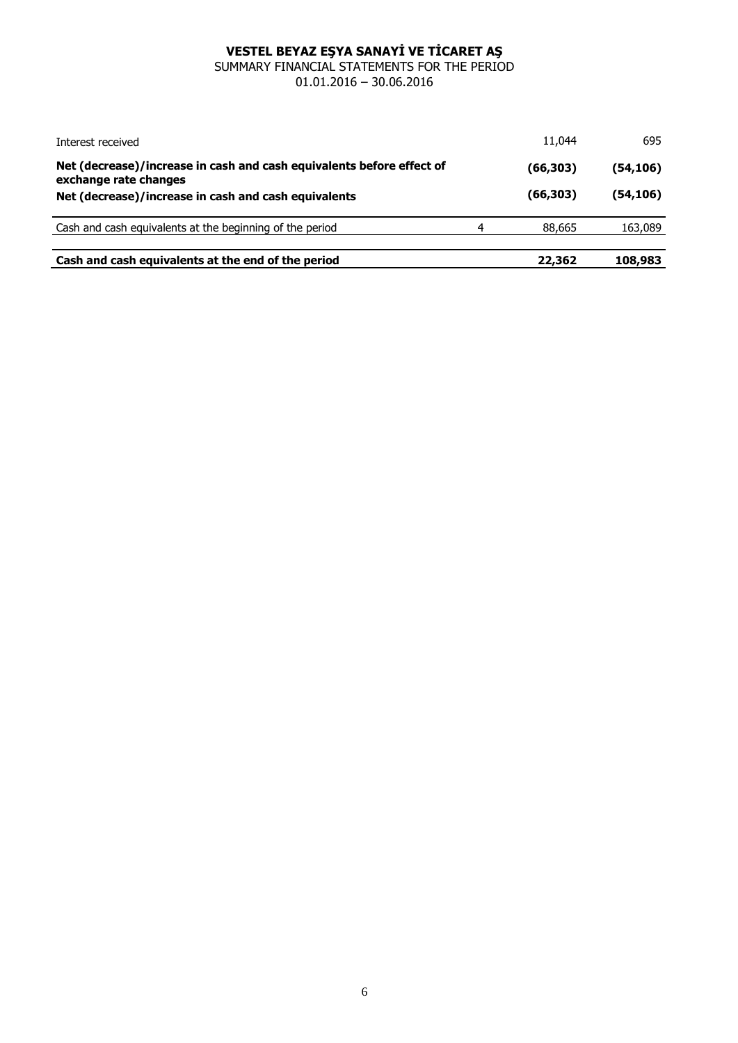| | | | |
|---|---|---|---|
| Interest received | | 11,044 | 695 |
| **Net (decrease)/increase in cash and cash equivalents before effect of exchange rate changes** | | **(66,303)** | **(54,106)** |
| **Net (decrease)/increase in cash and cash equivalents** | | **(66,303)** | **(54,106)** |
| Cash and cash equivalents at the beginning of the period | 4 | 88,665 | 163,089 |
| **Cash and cash equivalents at the end of the period** | | **22,362** | **108,983** |